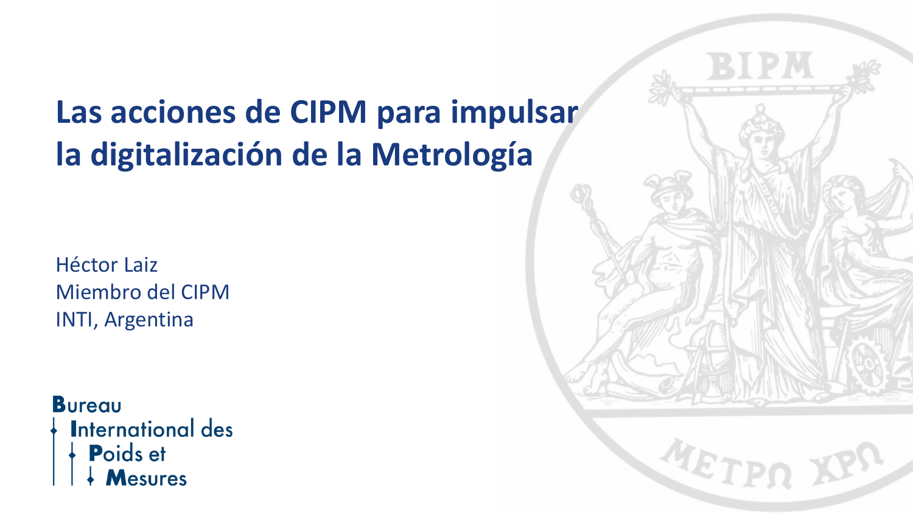# Las acciones de CIPM para impulsar la digitalización de la Metrología

Héctor Laiz
Miembro del CIPM
INTI, Argentina

Bureau International des Poids et Mesures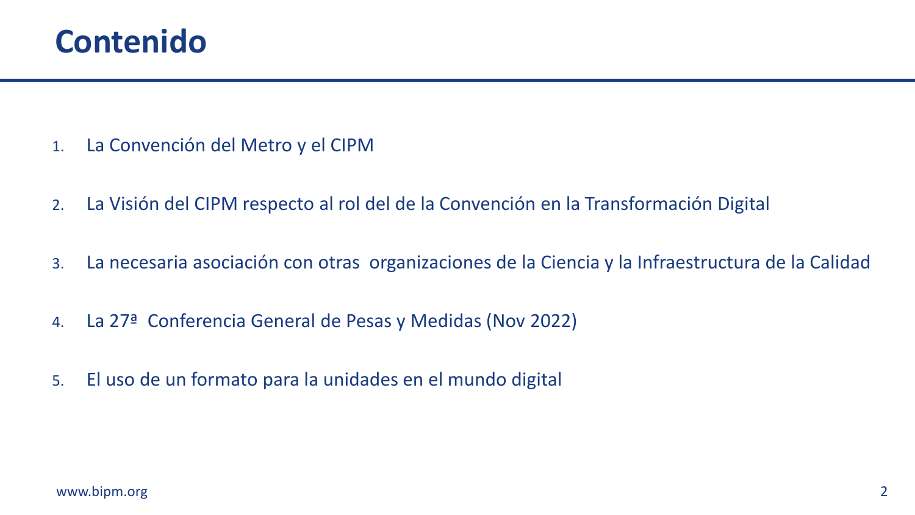# Contenido

1. La Convención del Metro y el CIPM
2. La Visión del CIPM respecto al rol del de la Convención en la Transformación Digital
3. La necesaria asociación con otras organizaciones de la Ciencia y la Infraestructura de la Calidad
4. La 27ª Conferencia General de Pesas y Medidas (Nov 2022)
5. El uso de un formato para la unidades en el mundo digital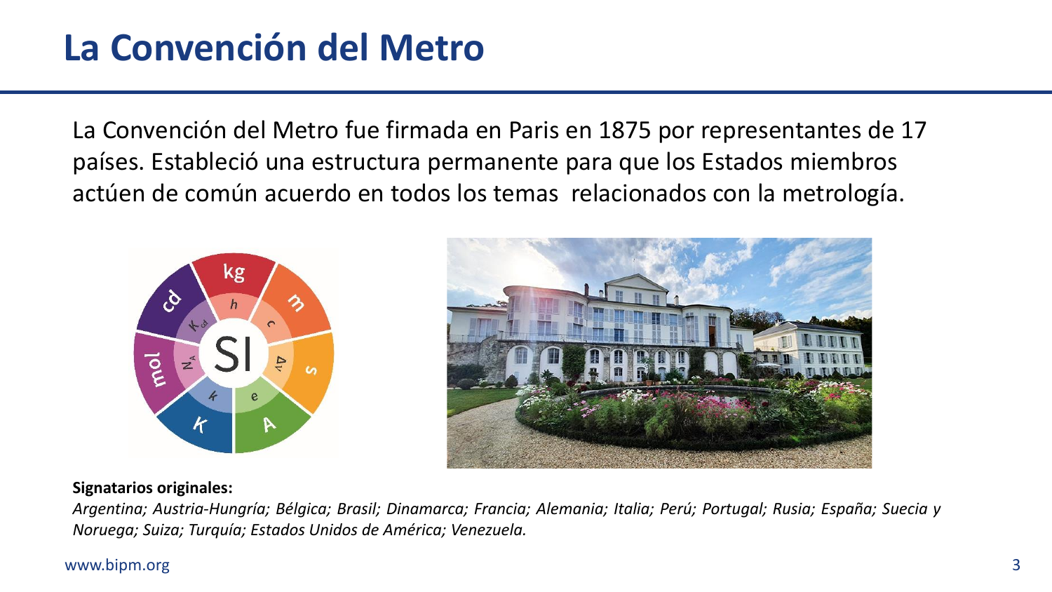# La Convención del Metro

La Convención del Metro fue firmada en Paris en 1875 por representantes de 17 países. Estableció una estructura permanente para que los Estados miembros actúen de común acuerdo en todos los temas relacionados con la metrología.

**Signatarios originales:**

*Argentina; Austria-Hungría; Bélgica; Brasil; Dinamarca; Francia; Alemania; Italia; Perú; Portugal; Rusia; España; Suecia y Noruega; Suiza; Turquía; Estados Unidos de América; Venezuela.*

www.bipm.org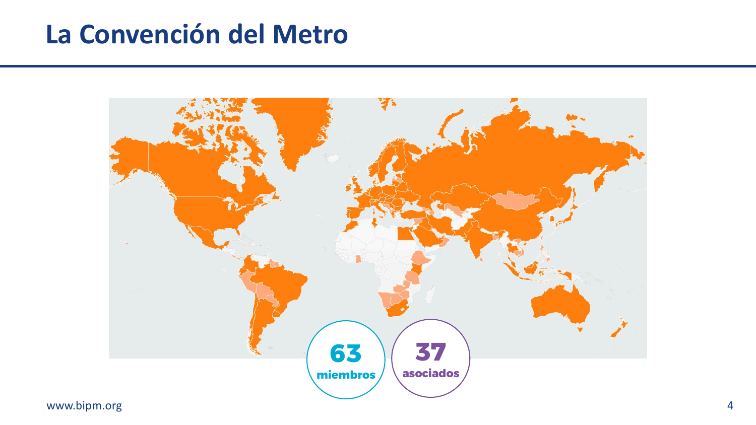# La Convención del Metro

63 miembros

37 asociados

www.bipm.org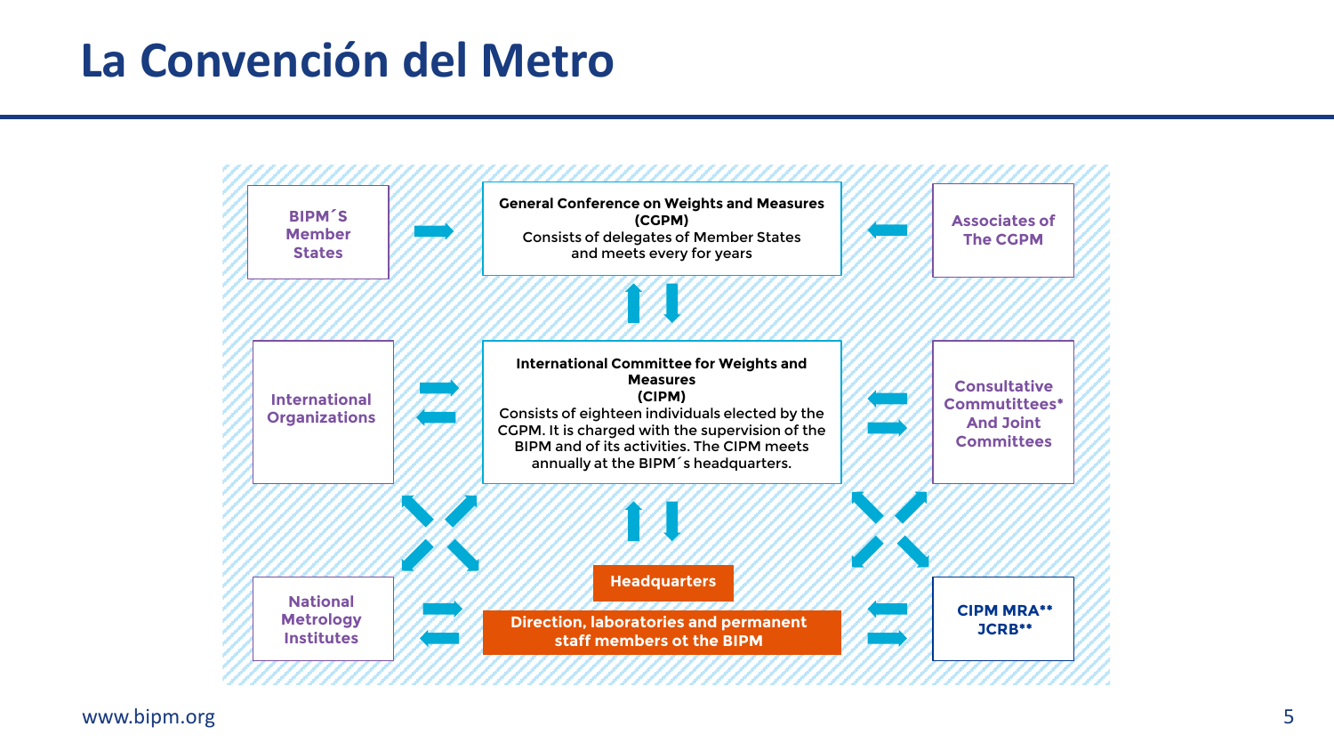# La Convención del Metro

**BIPM´S Member States**

**General Conference on Weights and Measures (CGPM)**
Consists of delegates of Member States and meets every for years

**Associates of The CGPM**

**International Organizations**

**International Committee for Weights and Measures (CIPM)**
Consists of eighteen individuals elected by the CGPM. It is charged with the supervision of the BIPM and of its activities. The CIPM meets annually at the BIPM´s headquarters.

**Consultative Commutittees* And Joint Committees**

**National Metrology Institutes**

**Headquarters**

**Direction, laboratories and permanent staff members ot the BIPM**

**CIPM MRA****
**JCRB****

www.bipm.org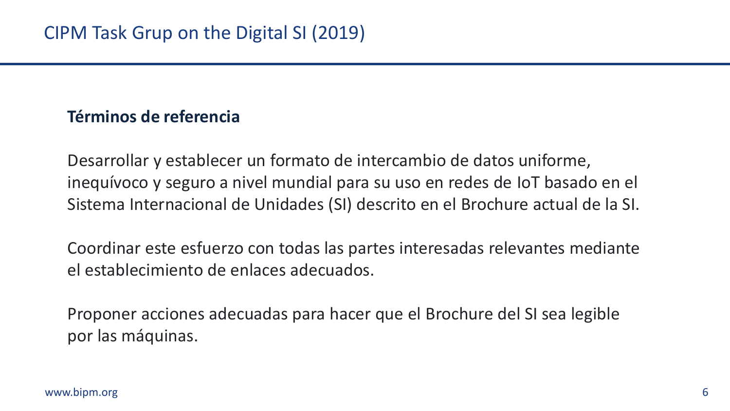# CIPM Task Grup on the Digital SI (2019)

**Términos de referencia**

Desarrollar y establecer un formato de intercambio de datos uniforme, inequívoco y seguro a nivel mundial para su uso en redes de IoT basado en el Sistema Internacional de Unidades (SI) descrito en el Brochure actual de la SI.

Coordinar este esfuerzo con todas las partes interesadas relevantes mediante el establecimiento de enlaces adecuados.

Proponer acciones adecuadas para hacer que el Brochure del SI sea legible por las máquinas.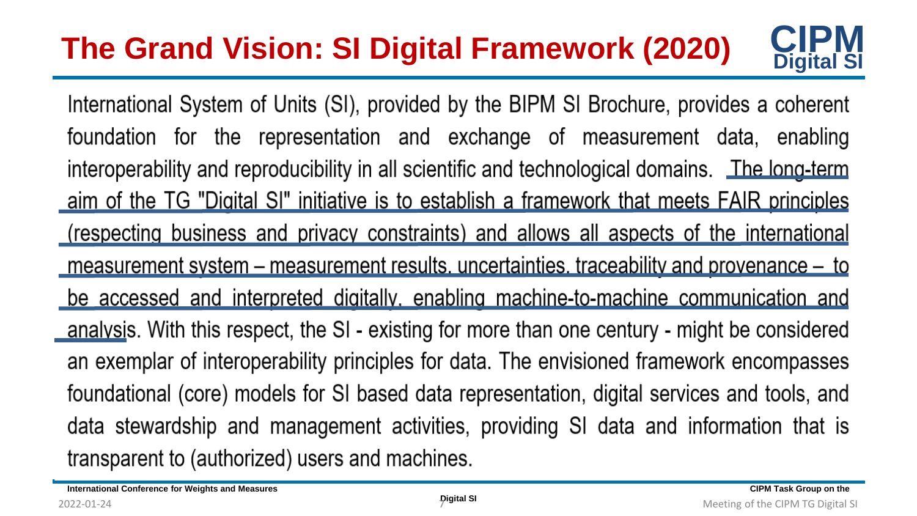# The Grand Vision: SI Digital Framework (2020)

International System of Units (SI), provided by the BIPM SI Brochure, provides a coherent foundation for the representation and exchange of measurement data, enabling interoperability and reproducibility in all scientific and technological domains. The long-term aim of the TG "Digital SI" initiative is to establish a framework that meets FAIR principles (respecting business and privacy constraints) and allows all aspects of the international measurement system – measurement results, uncertainties, traceability and provenance – to be accessed and interpreted digitally, enabling machine-to-machine communication and analysis. With this respect, the SI - existing for more than one century - might be considered an exemplar of interoperability principles for data. The envisioned framework encompasses foundational (core) models for SI based data representation, digital services and tools, and data stewardship and management activities, providing SI data and information that is transparent to (authorized) users and machines.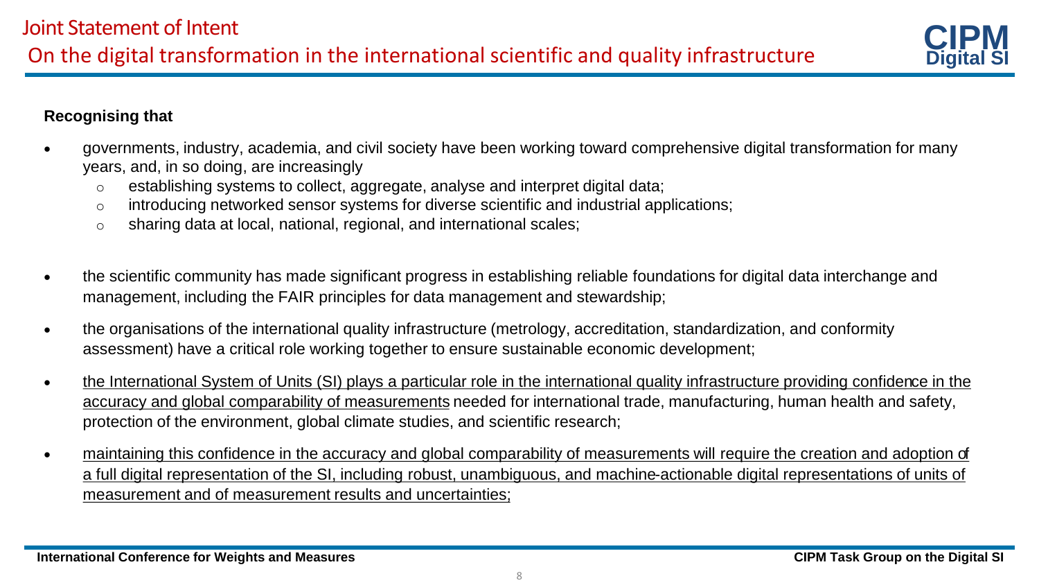# Joint Statement of Intent

## On the digital transformation in the international scientific and quality infrastructure

**Recognising that**

- governments, industry, academia, and civil society have been working toward comprehensive digital transformation for many years, and, in so doing, are increasingly
  - establishing systems to collect, aggregate, analyse and interpret digital data;
  - introducing networked sensor systems for diverse scientific and industrial applications;
  - sharing data at local, national, regional, and international scales;
- the scientific community has made significant progress in establishing reliable foundations for digital data interchange and management, including the FAIR principles for data management and stewardship;
- the organisations of the international quality infrastructure (metrology, accreditation, standardization, and conformity assessment) have a critical role working together to ensure sustainable economic development;
- <u>the International System of Units (SI) plays a particular role in the international quality infrastructure providing confidence in the accuracy and global comparability of measurements</u> needed for international trade, manufacturing, human health and safety, protection of the environment, global climate studies, and scientific research;
- <u>maintaining this confidence in the accuracy and global comparability of measurements will require the creation and adoption of a full digital representation of the SI, including robust, unambiguous, and machine-actionable digital representations of units of measurement and of measurement results and uncertainties;</u>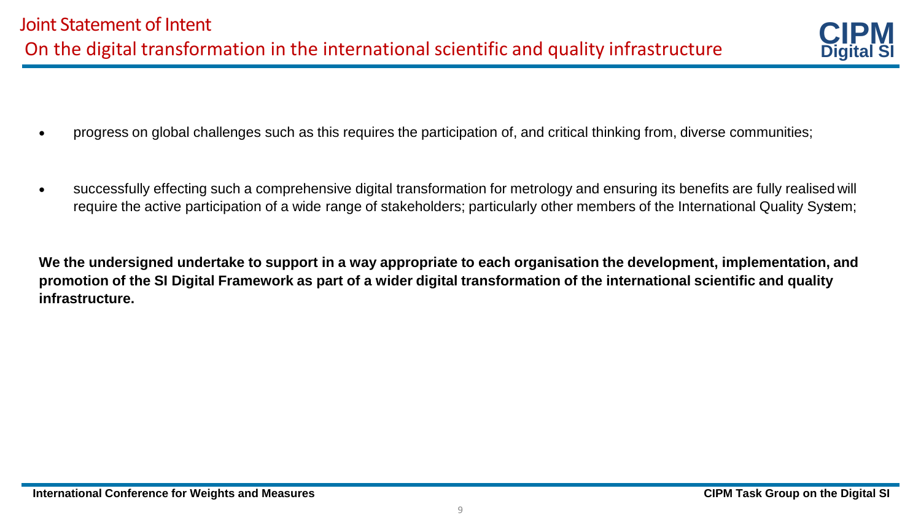# Joint Statement of Intent

## On the digital transformation in the international scientific and quality infrastructure

- progress on global challenges such as this requires the participation of, and critical thinking from, diverse communities;

- successfully effecting such a comprehensive digital transformation for metrology and ensuring its benefits are fully realised will require the active participation of a wide range of stakeholders; particularly other members of the International Quality System;

**We the undersigned undertake to support in a way appropriate to each organisation the development, implementation, and promotion of the SI Digital Framework as part of a wider digital transformation of the international scientific and quality infrastructure.**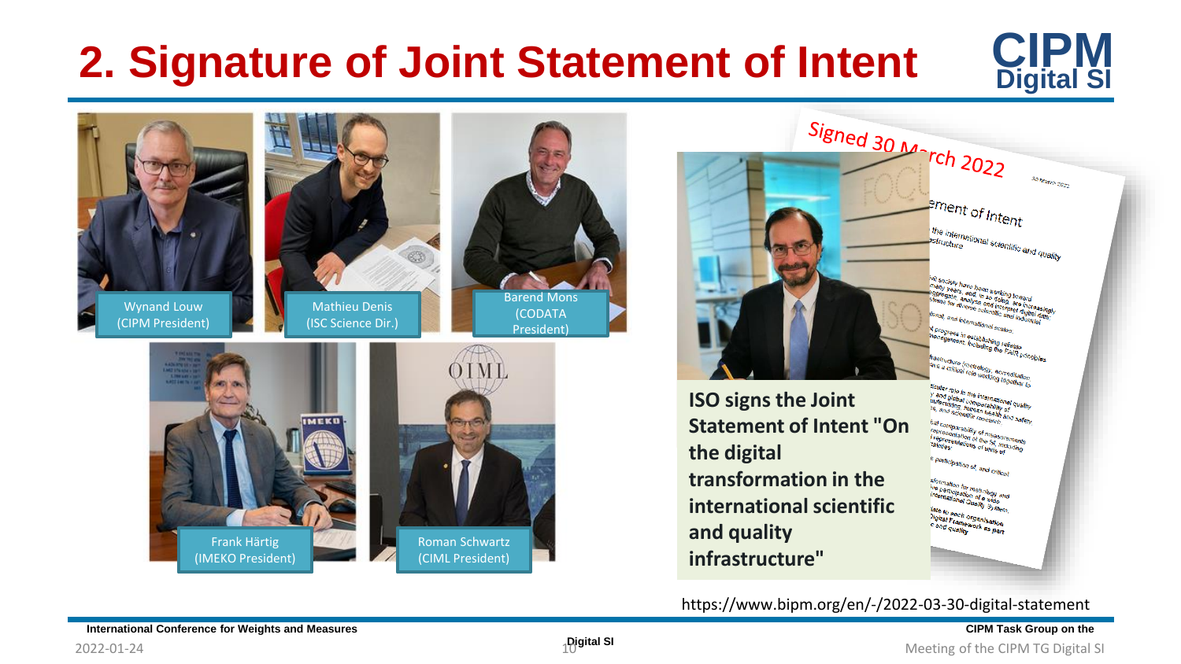# 2. Signature of Joint Statement of Intent

Wynand Louw (CIPM President)

Mathieu Denis (ISC Science Dir.)

Barend Mons (CODATA President)

Frank Härtig (IMEKO President)

Roman Schwartz (CIML President)

Signed 30 March 2022

**ISO signs the Joint Statement of Intent "On the digital transformation in the international scientific and quality infrastructure"**

https://www.bipm.org/en/-/2022-03-30-digital-statement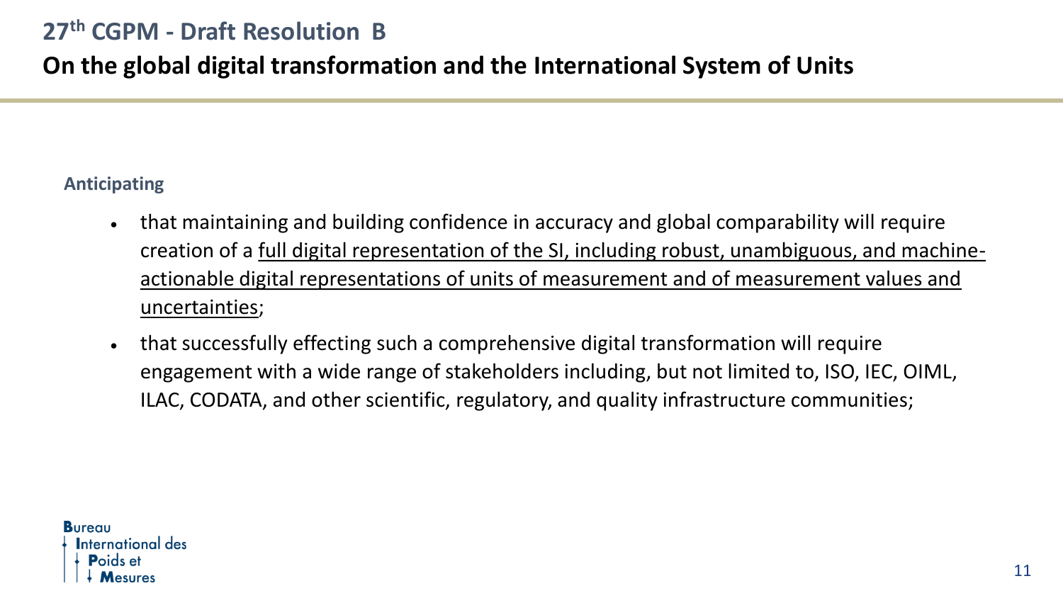## 27th CGPM - Draft Resolution B

# On the global digital transformation and the International System of Units

**Anticipating**

- that maintaining and building confidence in accuracy and global comparability will require creation of a <u>full digital representation of the SI, including robust, unambiguous, and machine-actionable digital representations of units of measurement and of measurement values and uncertainties</u>;
- that successfully effecting such a comprehensive digital transformation will require engagement with a wide range of stakeholders including, but not limited to, ISO, IEC, OIML, ILAC, CODATA, and other scientific, regulatory, and quality infrastructure communities;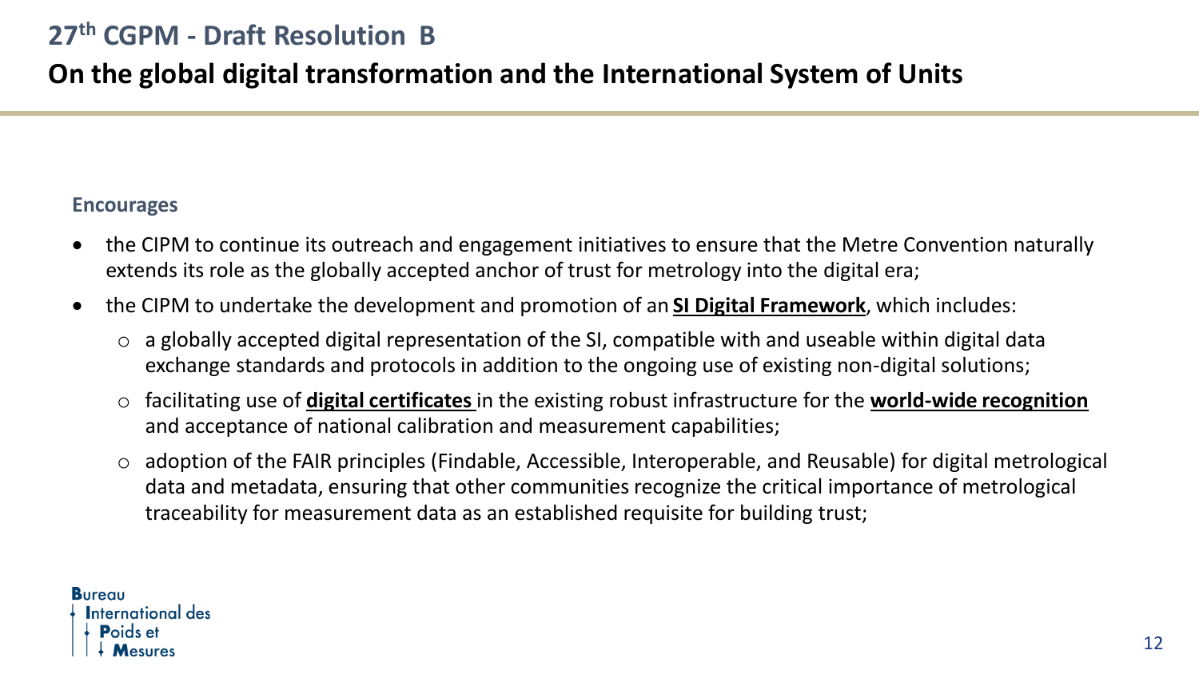# 27th CGPM - Draft Resolution B

## On the global digital transformation and the International System of Units

**Encourages**

- the CIPM to continue its outreach and engagement initiatives to ensure that the Metre Convention naturally extends its role as the globally accepted anchor of trust for metrology into the digital era;
- the CIPM to undertake the development and promotion of an **SI Digital Framework**, which includes:
  - a globally accepted digital representation of the SI, compatible with and useable within digital data exchange standards and protocols in addition to the ongoing use of existing non-digital solutions;
  - facilitating use of **digital certificates** in the existing robust infrastructure for the **world-wide recognition** and acceptance of national calibration and measurement capabilities;
  - adoption of the FAIR principles (Findable, Accessible, Interoperable, and Reusable) for digital metrological data and metadata, ensuring that other communities recognize the critical importance of metrological traceability for measurement data as an established requisite for building trust;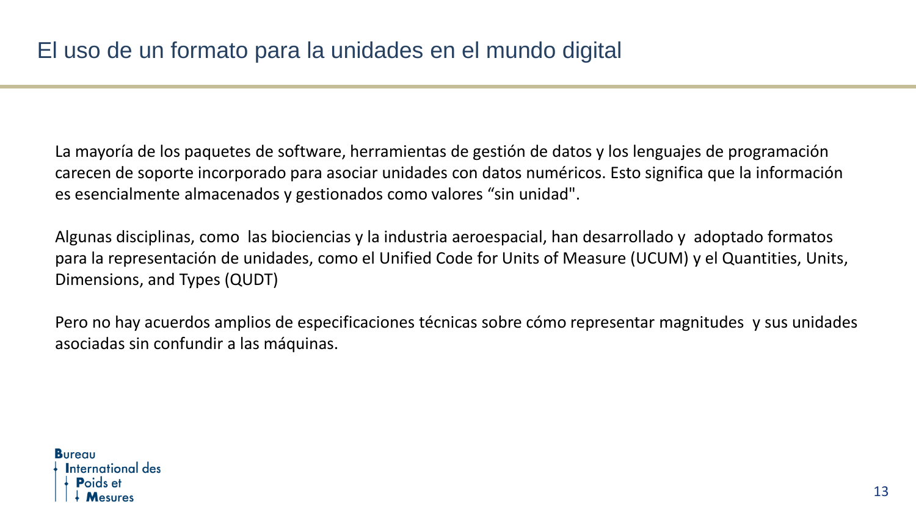# El uso de un formato para la unidades en el mundo digital

La mayoría de los paquetes de software, herramientas de gestión de datos y los lenguajes de programación carecen de soporte incorporado para asociar unidades con datos numéricos. Esto significa que la información es esencialmente almacenados y gestionados como valores “sin unidad".

Algunas disciplinas, como las biociencias y la industria aeroespacial, han desarrollado y adoptado formatos para la representación de unidades, como el Unified Code for Units of Measure (UCUM) y el Quantities, Units, Dimensions, and Types (QUDT)

Pero no hay acuerdos amplios de especificaciones técnicas sobre cómo representar magnitudes y sus unidades asociadas sin confundir a las máquinas.

Bureau International des Poids et Mesures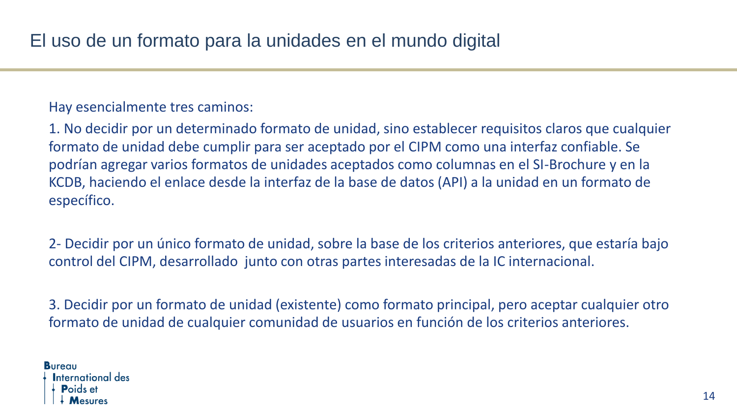# El uso de un formato para la unidades en el mundo digital

Hay esencialmente tres caminos:

1. No decidir por un determinado formato de unidad, sino establecer requisitos claros que cualquier formato de unidad debe cumplir para ser aceptado por el CIPM como una interfaz confiable. Se podrían agregar varios formatos de unidades aceptados como columnas en el SI-Brochure y en la KCDB, haciendo el enlace desde la interfaz de la base de datos (API) a la unidad en un formato de específico.

2- Decidir por un único formato de unidad, sobre la base de los criterios anteriores, que estaría bajo control del CIPM, desarrollado junto con otras partes interesadas de la IC internacional.

3. Decidir por un formato de unidad (existente) como formato principal, pero aceptar cualquier otro formato de unidad de cualquier comunidad de usuarios en función de los criterios anteriores.

Bureau International des Poids et Mesures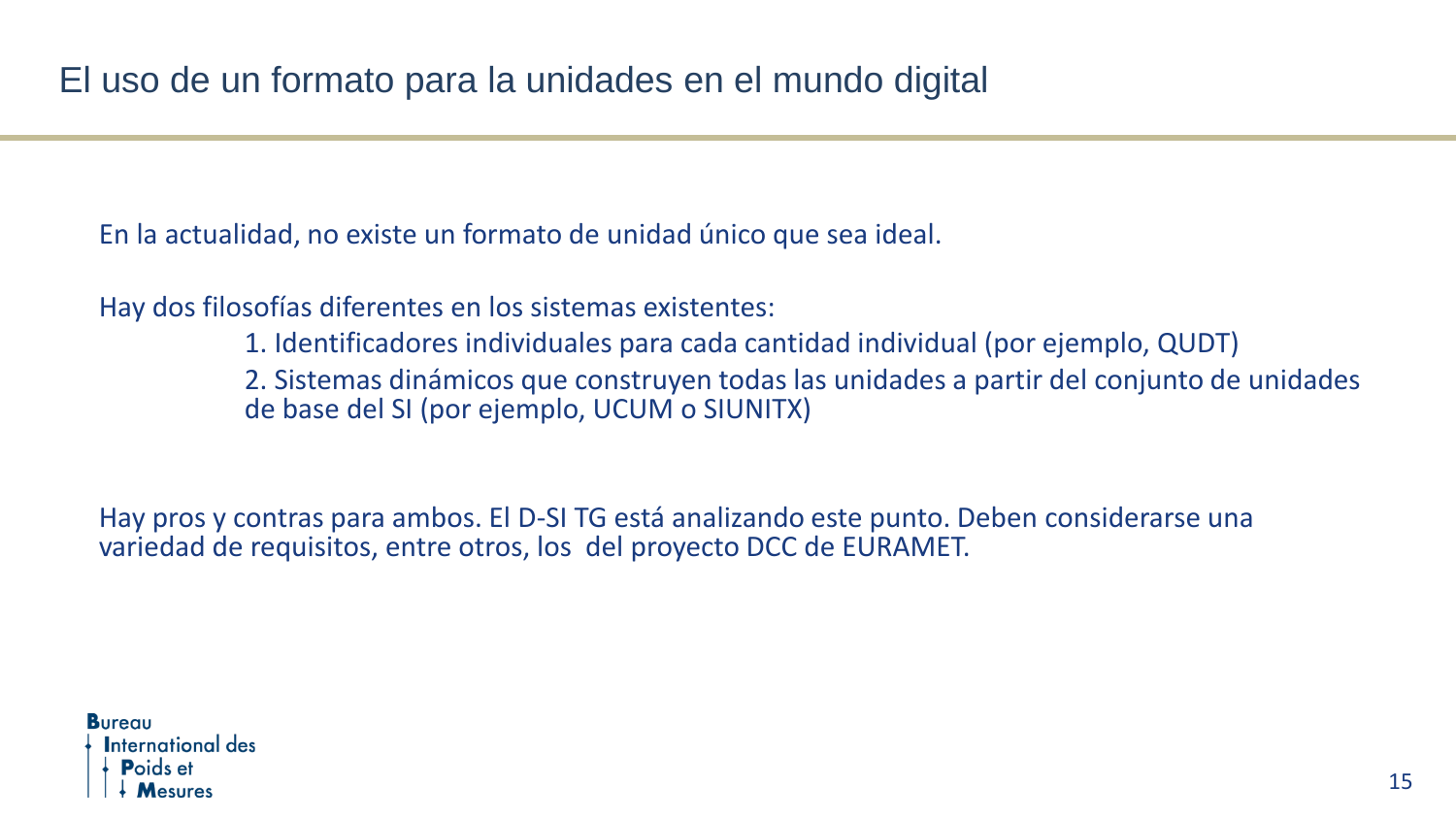# El uso de un formato para la unidades en el mundo digital

En la actualidad, no existe un formato de unidad único que sea ideal.

Hay dos filosofías diferentes en los sistemas existentes:

1. Identificadores individuales para cada cantidad individual (por ejemplo, QUDT)
2. Sistemas dinámicos que construyen todas las unidades a partir del conjunto de unidades de base del SI (por ejemplo, UCUM o SIUNITX)

Hay pros y contras para ambos. El D-SI TG está analizando este punto. Deben considerarse una variedad de requisitos, entre otros, los del proyecto DCC de EURAMET.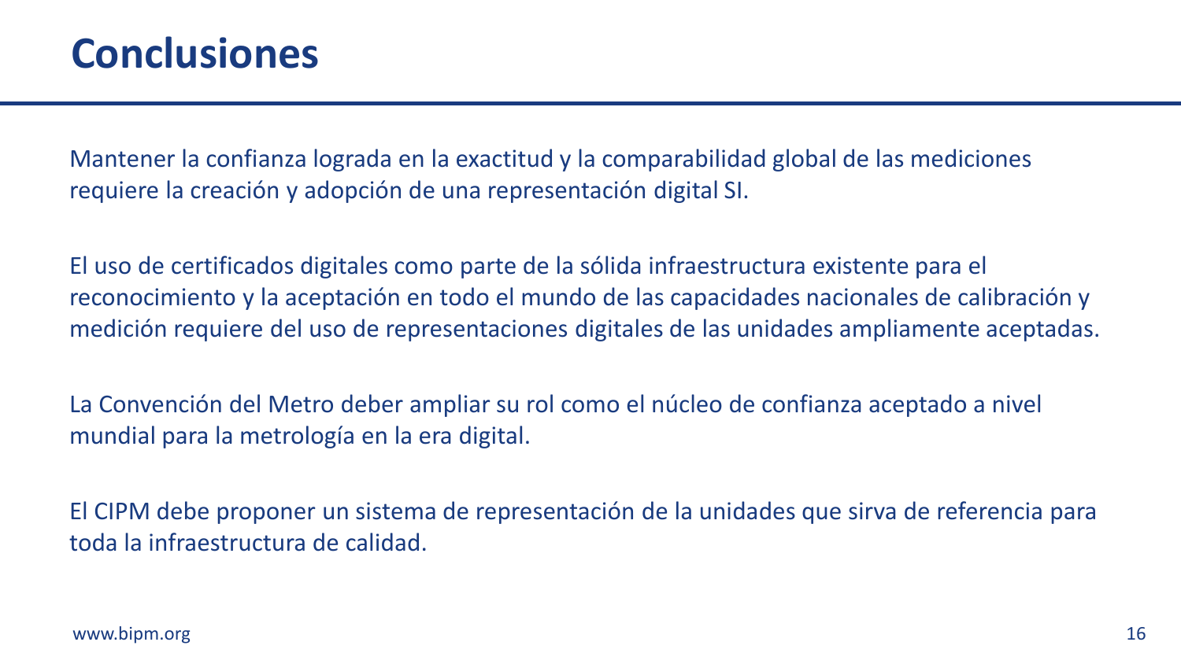# Conclusiones

Mantener la confianza lograda en la exactitud y la comparabilidad global de las mediciones requiere la creación y adopción de una representación digital SI.

El uso de certificados digitales como parte de la sólida infraestructura existente para el reconocimiento y la aceptación en todo el mundo de las capacidades nacionales de calibración y medición requiere del uso de representaciones digitales de las unidades ampliamente aceptadas.

La Convención del Metro deber ampliar su rol como el núcleo de confianza aceptado a nivel mundial para la metrología en la era digital.

El CIPM debe proponer un sistema de representación de la unidades que sirva de referencia para toda la infraestructura de calidad.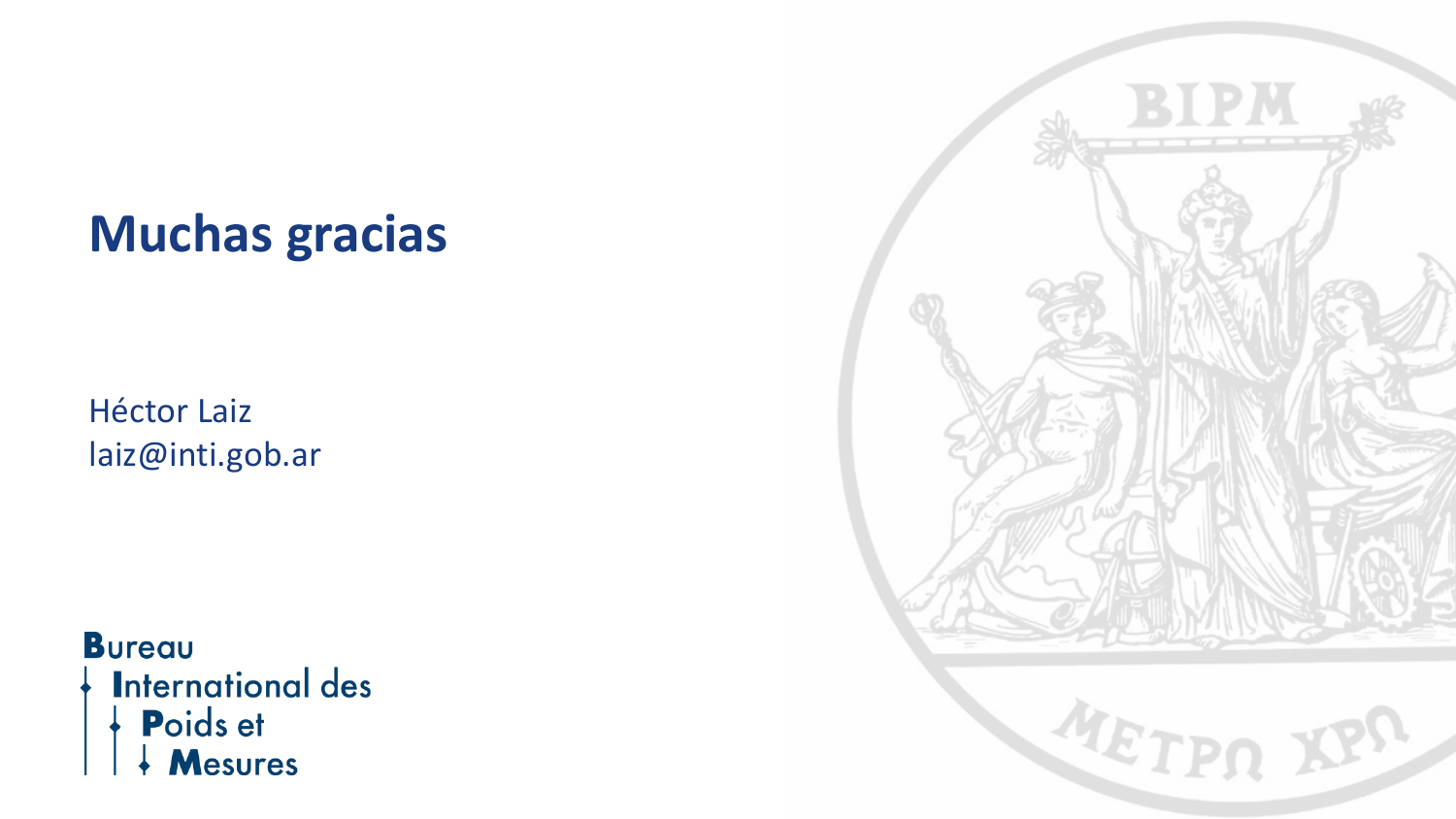# Muchas gracias

Héctor Laiz
laiz@inti.gob.ar

Bureau
International des
Poids et
Mesures